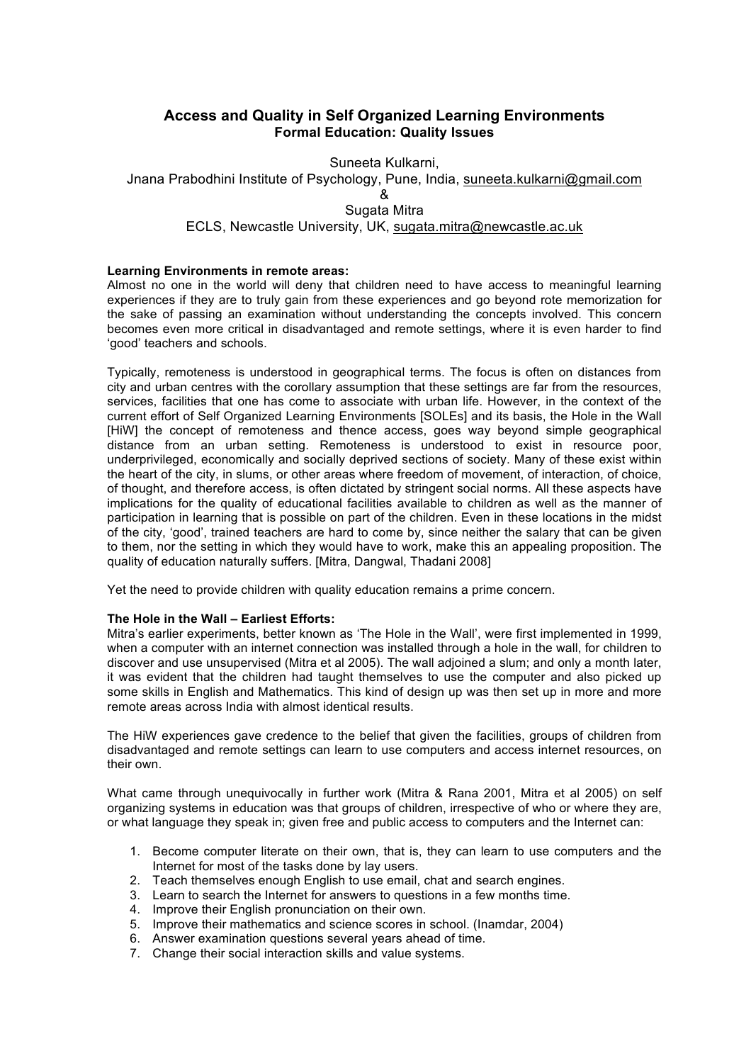# Access and Quality in Self Organized Learning Environments

## Formal Education: Quality Issues

Suneeta Kulkarni,
Jnana Prabodhini Institute of Psychology, Pune, India, suneeta.kulkarni@gmail.com
&
Sugata Mitra
ECLS, Newcastle University, UK, sugata.mitra@newcastle.ac.uk

**Learning Environments in remote areas:**
Almost no one in the world will deny that children need to have access to meaningful learning experiences if they are to truly gain from these experiences and go beyond rote memorization for the sake of passing an examination without understanding the concepts involved. This concern becomes even more critical in disadvantaged and remote settings, where it is even harder to find 'good' teachers and schools.

Typically, remoteness is understood in geographical terms. The focus is often on distances from city and urban centres with the corollary assumption that these settings are far from the resources, services, facilities that one has come to associate with urban life. However, in the context of the current effort of Self Organized Learning Environments [SOLEs] and its basis, the Hole in the Wall [HiW] the concept of remoteness and thence access, goes way beyond simple geographical distance from an urban setting. Remoteness is understood to exist in resource poor, underprivileged, economically and socially deprived sections of society. Many of these exist within the heart of the city, in slums, or other areas where freedom of movement, of interaction, of choice, of thought, and therefore access, is often dictated by stringent social norms. All these aspects have implications for the quality of educational facilities available to children as well as the manner of participation in learning that is possible on part of the children. Even in these locations in the midst of the city, 'good', trained teachers are hard to come by, since neither the salary that can be given to them, nor the setting in which they would have to work, make this an appealing proposition. The quality of education naturally suffers. [Mitra, Dangwal, Thadani 2008]

Yet the need to provide children with quality education remains a prime concern.

**The Hole in the Wall – Earliest Efforts:**
Mitra's earlier experiments, better known as 'The Hole in the Wall', were first implemented in 1999, when a computer with an internet connection was installed through a hole in the wall, for children to discover and use unsupervised (Mitra et al 2005). The wall adjoined a slum; and only a month later, it was evident that the children had taught themselves to use the computer and also picked up some skills in English and Mathematics. This kind of design up was then set up in more and more remote areas across India with almost identical results.

The HiW experiences gave credence to the belief that given the facilities, groups of children from disadvantaged and remote settings can learn to use computers and access internet resources, on their own.

What came through unequivocally in further work (Mitra & Rana 2001, Mitra et al 2005) on self organizing systems in education was that groups of children, irrespective of who or where they are, or what language they speak in; given free and public access to computers and the Internet can:

1. Become computer literate on their own, that is, they can learn to use computers and the Internet for most of the tasks done by lay users.
2. Teach themselves enough English to use email, chat and search engines.
3. Learn to search the Internet for answers to questions in a few months time.
4. Improve their English pronunciation on their own.
5. Improve their mathematics and science scores in school. (Inamdar, 2004)
6. Answer examination questions several years ahead of time.
7. Change their social interaction skills and value systems.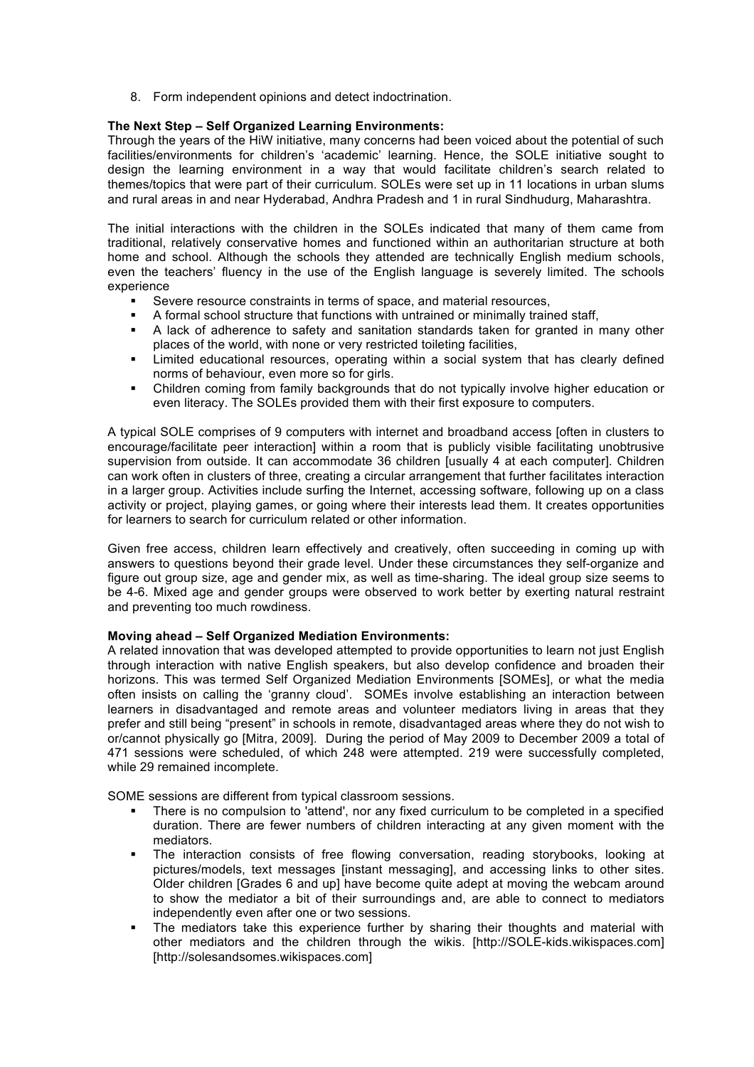8. Form independent opinions and detect indoctrination.

**The Next Step – Self Organized Learning Environments:**
Through the years of the HiW initiative, many concerns had been voiced about the potential of such facilities/environments for children's 'academic' learning. Hence, the SOLE initiative sought to design the learning environment in a way that would facilitate children's search related to themes/topics that were part of their curriculum. SOLEs were set up in 11 locations in urban slums and rural areas in and near Hyderabad, Andhra Pradesh and 1 in rural Sindhudurg, Maharashtra.

The initial interactions with the children in the SOLEs indicated that many of them came from traditional, relatively conservative homes and functioned within an authoritarian structure at both home and school. Although the schools they attended are technically English medium schools, even the teachers' fluency in the use of the English language is severely limited. The schools experience

- Severe resource constraints in terms of space, and material resources,
- A formal school structure that functions with untrained or minimally trained staff,
- A lack of adherence to safety and sanitation standards taken for granted in many other places of the world, with none or very restricted toileting facilities,
- Limited educational resources, operating within a social system that has clearly defined norms of behaviour, even more so for girls.
- Children coming from family backgrounds that do not typically involve higher education or even literacy. The SOLEs provided them with their first exposure to computers.

A typical SOLE comprises of 9 computers with internet and broadband access [often in clusters to encourage/facilitate peer interaction] within a room that is publicly visible facilitating unobtrusive supervision from outside. It can accommodate 36 children [usually 4 at each computer]. Children can work often in clusters of three, creating a circular arrangement that further facilitates interaction in a larger group. Activities include surfing the Internet, accessing software, following up on a class activity or project, playing games, or going where their interests lead them. It creates opportunities for learners to search for curriculum related or other information.

Given free access, children learn effectively and creatively, often succeeding in coming up with answers to questions beyond their grade level. Under these circumstances they self-organize and figure out group size, age and gender mix, as well as time-sharing. The ideal group size seems to be 4-6. Mixed age and gender groups were observed to work better by exerting natural restraint and preventing too much rowdiness.

**Moving ahead – Self Organized Mediation Environments:**
A related innovation that was developed attempted to provide opportunities to learn not just English through interaction with native English speakers, but also develop confidence and broaden their horizons. This was termed Self Organized Mediation Environments [SOMEs], or what the media often insists on calling the 'granny cloud'. SOMEs involve establishing an interaction between learners in disadvantaged and remote areas and volunteer mediators living in areas that they prefer and still being "present" in schools in remote, disadvantaged areas where they do not wish to or/cannot physically go [Mitra, 2009]. During the period of May 2009 to December 2009 a total of 471 sessions were scheduled, of which 248 were attempted. 219 were successfully completed, while 29 remained incomplete.

SOME sessions are different from typical classroom sessions.

- There is no compulsion to 'attend', nor any fixed curriculum to be completed in a specified duration. There are fewer numbers of children interacting at any given moment with the mediators.
- The interaction consists of free flowing conversation, reading storybooks, looking at pictures/models, text messages [instant messaging], and accessing links to other sites. Older children [Grades 6 and up] have become quite adept at moving the webcam around to show the mediator a bit of their surroundings and, are able to connect to mediators independently even after one or two sessions.
- The mediators take this experience further by sharing their thoughts and material with other mediators and the children through the wikis. [http://SOLE-kids.wikispaces.com] [http://solesandsomes.wikispaces.com]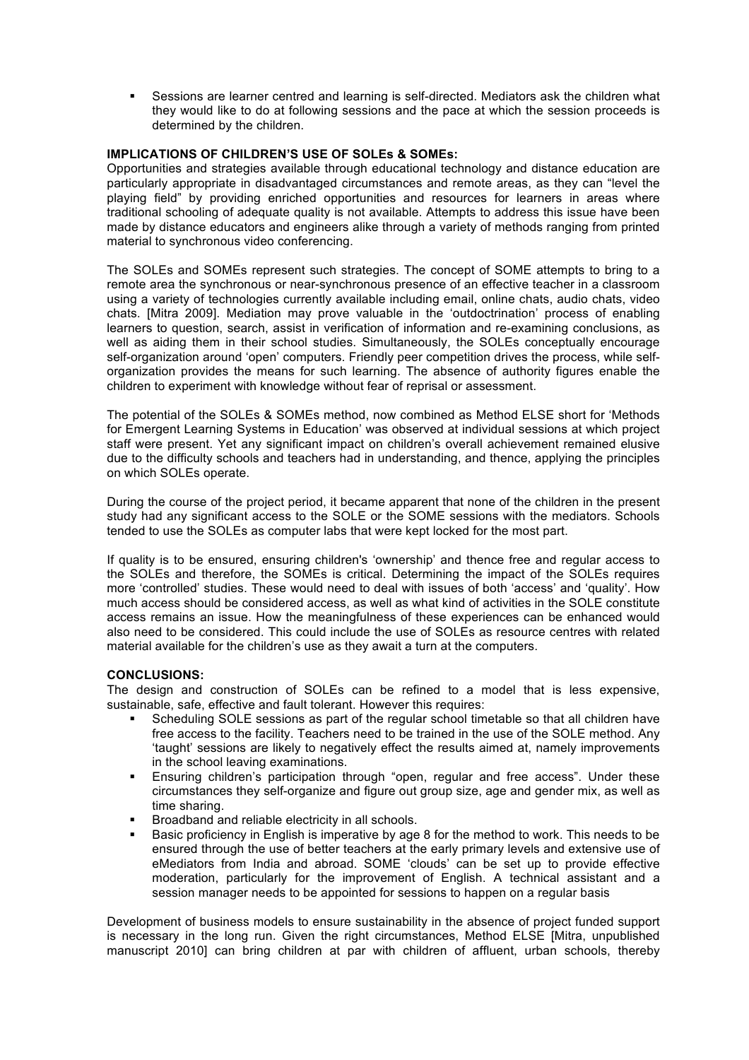- Sessions are learner centred and learning is self-directed. Mediators ask the children what they would like to do at following sessions and the pace at which the session proceeds is determined by the children.

**IMPLICATIONS OF CHILDREN'S USE OF SOLEs & SOMEs:**

Opportunities and strategies available through educational technology and distance education are particularly appropriate in disadvantaged circumstances and remote areas, as they can "level the playing field" by providing enriched opportunities and resources for learners in areas where traditional schooling of adequate quality is not available. Attempts to address this issue have been made by distance educators and engineers alike through a variety of methods ranging from printed material to synchronous video conferencing.

The SOLEs and SOMEs represent such strategies. The concept of SOME attempts to bring to a remote area the synchronous or near-synchronous presence of an effective teacher in a classroom using a variety of technologies currently available including email, online chats, audio chats, video chats. [Mitra 2009]. Mediation may prove valuable in the 'outdoctrination' process of enabling learners to question, search, assist in verification of information and re-examining conclusions, as well as aiding them in their school studies. Simultaneously, the SOLEs conceptually encourage self-organization around 'open' computers. Friendly peer competition drives the process, while self-organization provides the means for such learning. The absence of authority figures enable the children to experiment with knowledge without fear of reprisal or assessment.

The potential of the SOLEs & SOMEs method, now combined as Method ELSE short for 'Methods for Emergent Learning Systems in Education' was observed at individual sessions at which project staff were present. Yet any significant impact on children's overall achievement remained elusive due to the difficulty schools and teachers had in understanding, and thence, applying the principles on which SOLEs operate.

During the course of the project period, it became apparent that none of the children in the present study had any significant access to the SOLE or the SOME sessions with the mediators. Schools tended to use the SOLEs as computer labs that were kept locked for the most part.

If quality is to be ensured, ensuring children's 'ownership' and thence free and regular access to the SOLEs and therefore, the SOMEs is critical. Determining the impact of the SOLEs requires more 'controlled' studies. These would need to deal with issues of both 'access' and 'quality'. How much access should be considered access, as well as what kind of activities in the SOLE constitute access remains an issue. How the meaningfulness of these experiences can be enhanced would also need to be considered. This could include the use of SOLEs as resource centres with related material available for the children's use as they await a turn at the computers.

**CONCLUSIONS:**

The design and construction of SOLEs can be refined to a model that is less expensive, sustainable, safe, effective and fault tolerant. However this requires:

- Scheduling SOLE sessions as part of the regular school timetable so that all children have free access to the facility. Teachers need to be trained in the use of the SOLE method. Any 'taught' sessions are likely to negatively effect the results aimed at, namely improvements in the school leaving examinations.
- Ensuring children's participation through "open, regular and free access". Under these circumstances they self-organize and figure out group size, age and gender mix, as well as time sharing.
- Broadband and reliable electricity in all schools.
- Basic proficiency in English is imperative by age 8 for the method to work. This needs to be ensured through the use of better teachers at the early primary levels and extensive use of eMediators from India and abroad. SOME 'clouds' can be set up to provide effective moderation, particularly for the improvement of English. A technical assistant and a session manager needs to be appointed for sessions to happen on a regular basis

Development of business models to ensure sustainability in the absence of project funded support is necessary in the long run. Given the right circumstances, Method ELSE [Mitra, unpublished manuscript 2010] can bring children at par with children of affluent, urban schools, thereby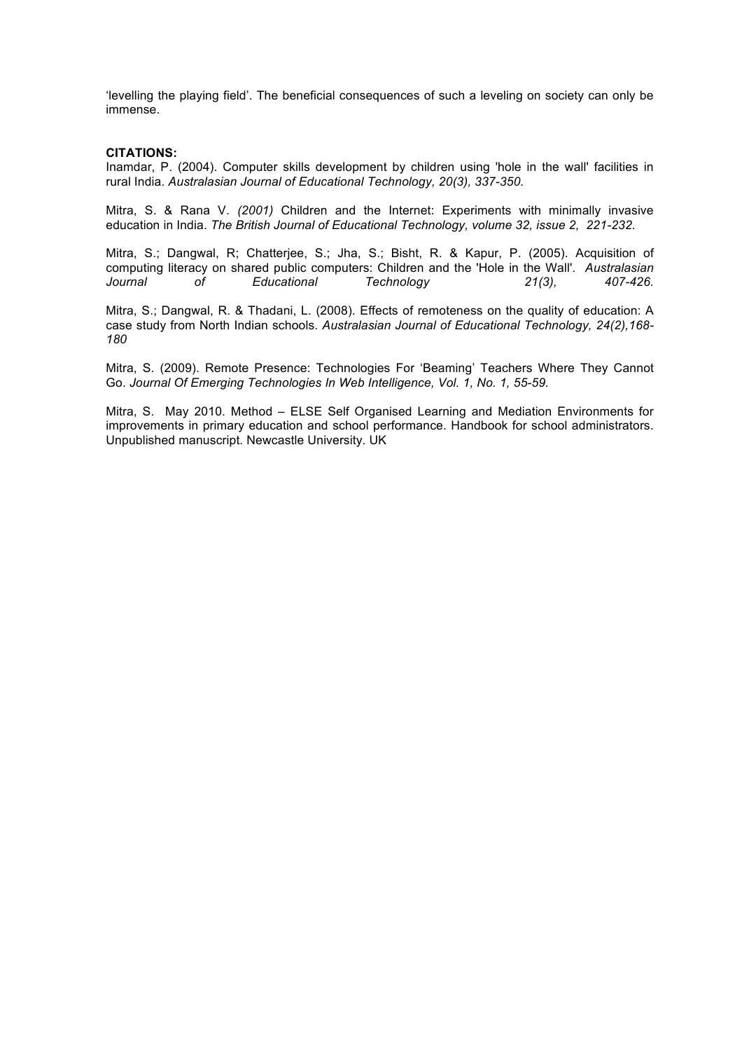'levelling the playing field'. The beneficial consequences of such a leveling on society can only be immense.

**CITATIONS:**

Inamdar, P. (2004). Computer skills development by children using 'hole in the wall' facilities in rural India. *Australasian Journal of Educational Technology, 20(3), 337-350.*

Mitra, S. & Rana V. *(2001)* Children and the Internet: Experiments with minimally invasive education in India. *The British Journal of Educational Technology, volume 32, issue 2, 221-232.*

Mitra, S.; Dangwal, R; Chatterjee, S.; Jha, S.; Bisht, R. & Kapur, P. (2005). Acquisition of computing literacy on shared public computers: Children and the 'Hole in the Wall'. *Australasian Journal of Educational Technology 21(3), 407-426.*

Mitra, S.; Dangwal, R. & Thadani, L. (2008). Effects of remoteness on the quality of education: A case study from North Indian schools. *Australasian Journal of Educational Technology, 24(2),168-180*

Mitra, S. (2009). Remote Presence: Technologies For 'Beaming' Teachers Where They Cannot Go. *Journal Of Emerging Technologies In Web Intelligence, Vol. 1, No. 1, 55-59.*

Mitra, S. May 2010. Method – ELSE Self Organised Learning and Mediation Environments for improvements in primary education and school performance. Handbook for school administrators. Unpublished manuscript. Newcastle University. UK